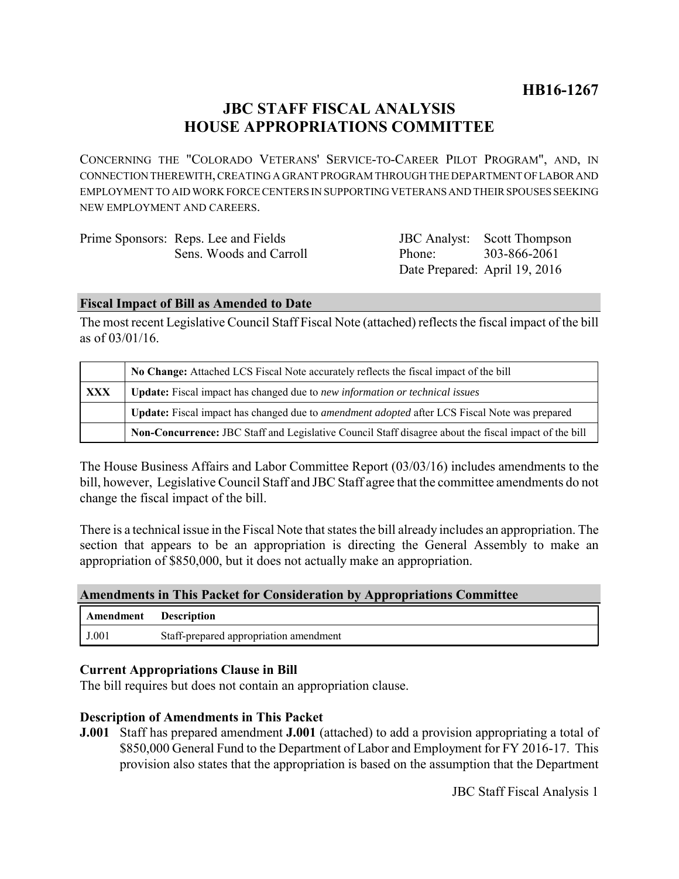**HB16-1267**

# JBC STAFF FISCAL ANALYSIS
# HOUSE APPROPRIATIONS COMMITTEE

CONCERNING THE "COLORADO VETERANS' SERVICE-TO-CAREER PILOT PROGRAM", AND, IN CONNECTION THEREWITH, CREATING A GRANT PROGRAM THROUGH THE DEPARTMENT OF LABOR AND EMPLOYMENT TO AID WORK FORCE CENTERS IN SUPPORTING VETERANS AND THEIR SPOUSES SEEKING NEW EMPLOYMENT AND CAREERS.

| | | | |
|---|---|---|---|
| Prime Sponsors: | Reps. Lee and Fields<br>Sens. Woods and Carroll | JBC Analyst:<br>Phone:<br>Date Prepared: | Scott Thompson<br>303-866-2061<br>April 19, 2016 |

## Fiscal Impact of Bill as Amended to Date

The most recent Legislative Council Staff Fiscal Note (attached) reflects the fiscal impact of the bill as of 03/01/16.

| | |
|---|---|
| | **No Change:** Attached LCS Fiscal Note accurately reflects the fiscal impact of the bill |
| **XXX** | **Update:** Fiscal impact has changed due to *new information or technical issues* |
| | **Update:** Fiscal impact has changed due to *amendment adopted* after LCS Fiscal Note was prepared |
| | **Non-Concurrence:** JBC Staff and Legislative Council Staff disagree about the fiscal impact of the bill |

The House Business Affairs and Labor Committee Report (03/03/16) includes amendments to the bill, however, Legislative Council Staff and JBC Staff agree that the committee amendments do not change the fiscal impact of the bill.

There is a technical issue in the Fiscal Note that states the bill already includes an appropriation. The section that appears to be an appropriation is directing the General Assembly to make an appropriation of $850,000, but it does not actually make an appropriation.

## Amendments in This Packet for Consideration by Appropriations Committee

| Amendment | Description |
|---|---|
| J.001 | Staff-prepared appropriation amendment |

### Current Appropriations Clause in Bill

The bill requires but does not contain an appropriation clause.

### Description of Amendments in This Packet

**J.001** Staff has prepared amendment **J.001** (attached) to add a provision appropriating a total of $850,000 General Fund to the Department of Labor and Employment for FY 2016-17. This provision also states that the appropriation is based on the assumption that the Department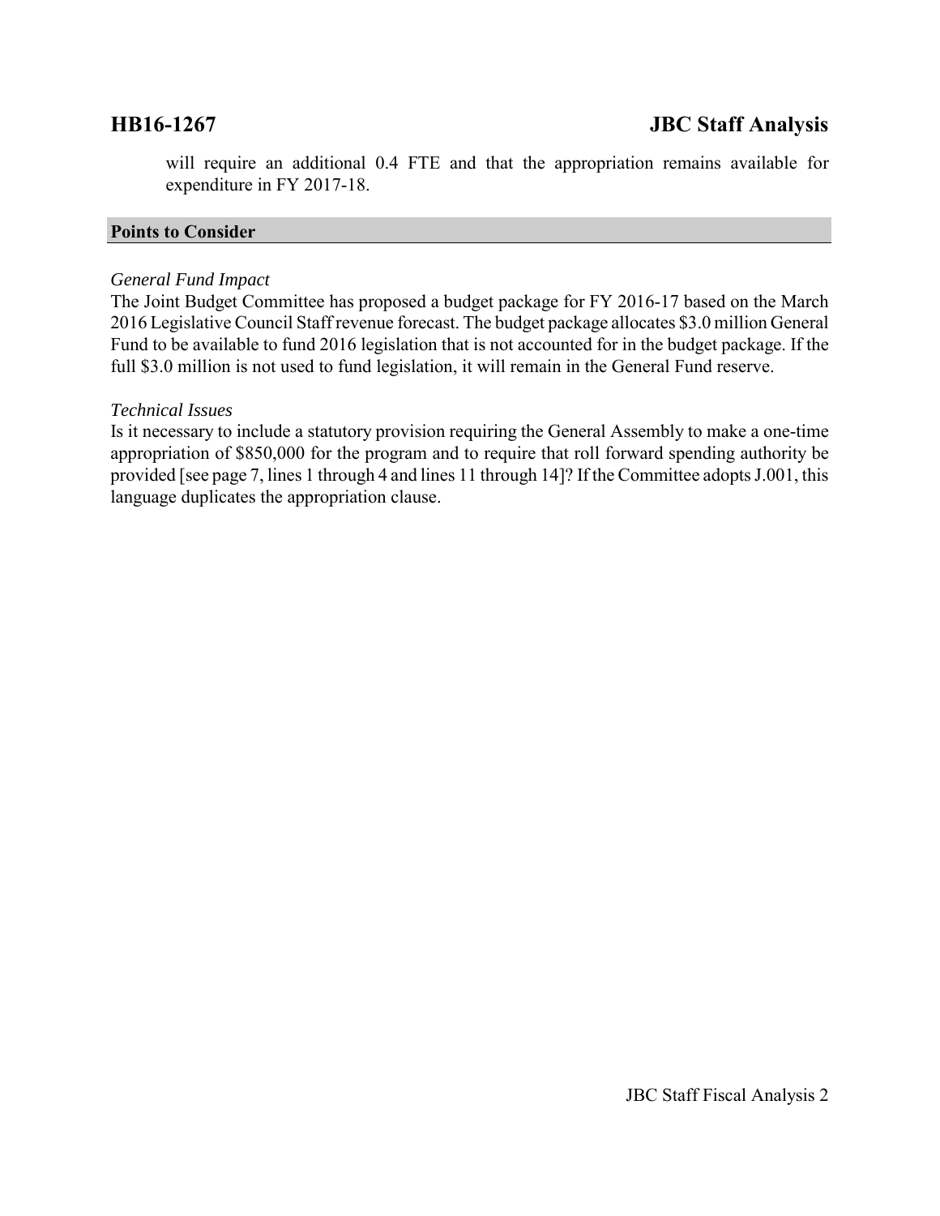will require an additional 0.4 FTE and that the appropriation remains available for expenditure in FY 2017-18.

## Points to Consider

*General Fund Impact*

The Joint Budget Committee has proposed a budget package for FY 2016-17 based on the March 2016 Legislative Council Staff revenue forecast. The budget package allocates $3.0 million General Fund to be available to fund 2016 legislation that is not accounted for in the budget package. If the full $3.0 million is not used to fund legislation, it will remain in the General Fund reserve.

*Technical Issues*

Is it necessary to include a statutory provision requiring the General Assembly to make a one-time appropriation of $850,000 for the program and to require that roll forward spending authority be provided [see page 7, lines 1 through 4 and lines 11 through 14]? If the Committee adopts J.001, this language duplicates the appropriation clause.